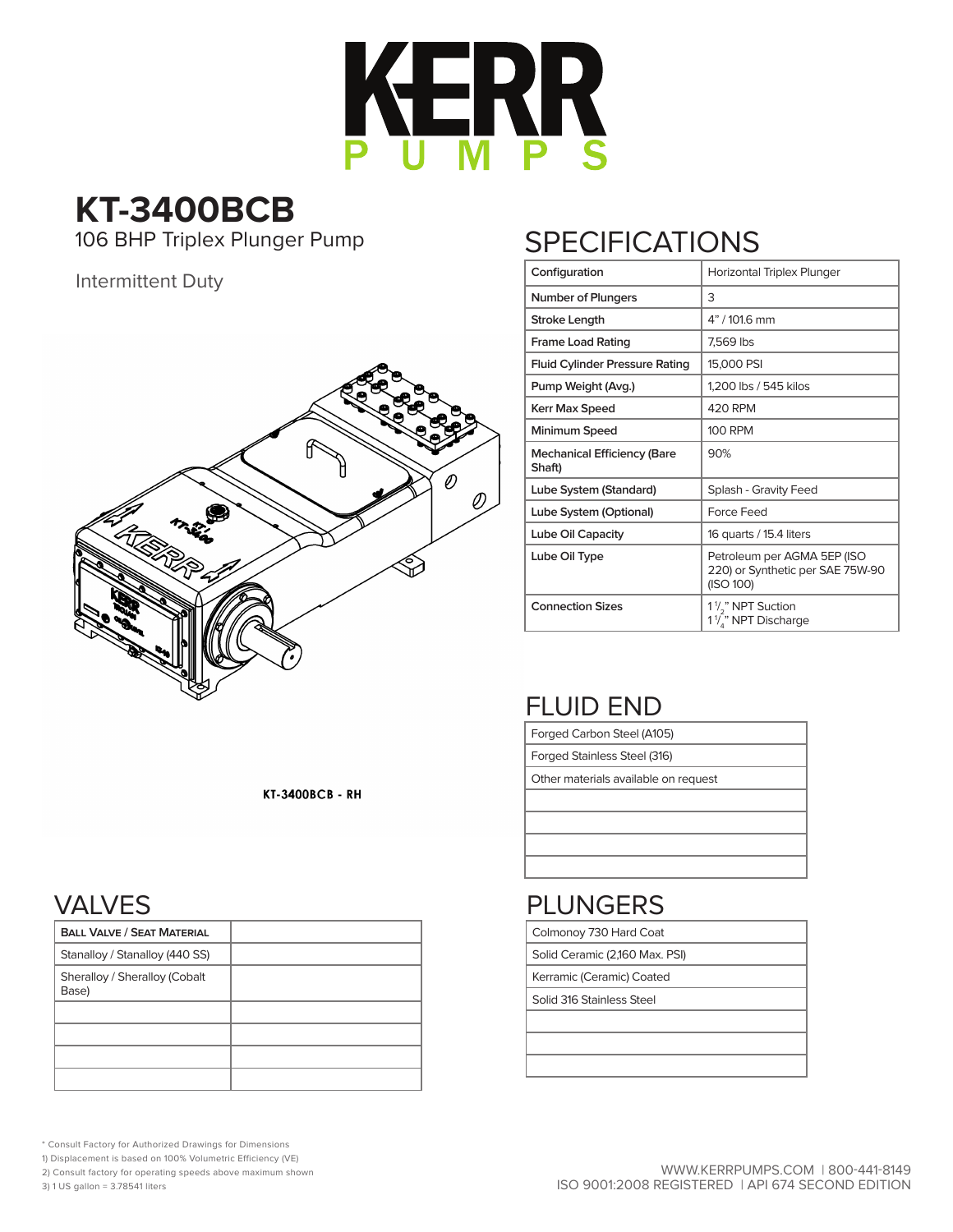# KT-3400BCB

106 BHP Triplex Plunger Pump

Intermittent Duty

KT-3400BCB - RH

## SPECIFICATIONS

| | |
|---|---|
| Configuration | Horizontal Triplex Plunger |
| Number of Plungers | 3 |
| Stroke Length | 4" / 101.6 mm |
| Frame Load Rating | 7,569 lbs |
| Fluid Cylinder Pressure Rating | 15,000 PSI |
| Pump Weight (Avg.) | 1,200 lbs / 545 kilos |
| Kerr Max Speed | 420 RPM |
| Minimum Speed | 100 RPM |
| Mechanical Efficiency (Bare Shaft) | 90% |
| Lube System (Standard) | Splash - Gravity Feed |
| Lube System (Optional) | Force Feed |
| Lube Oil Capacity | 16 quarts / 15.4 liters |
| Lube Oil Type | Petroleum per AGMA 5EP (ISO 220) or Synthetic per SAE 75W-90 (ISO 100) |
| Connection Sizes | 1 1/2" NPT Suction<br>1 1/4" NPT Discharge |

## FLUID END

| |
|---|
| Forged Carbon Steel (A105) |
| Forged Stainless Steel (316) |
| Other materials available on request |
| |
| |
| |
| |

## VALVES

| Ball Valve / Seat Material | |
|---|---|
| Stanalloy / Stanalloy (440 SS) | |
| Sherallоy / Sherallоy (Cobalt Base) | |
| | |
| | |
| | |
| | |

## PLUNGERS

| |
|---|
| Colmonoy 730 Hard Coat |
| Solid Ceramic (2,160 Max. PSI) |
| Kerramic (Ceramic) Coated |
| Solid 316 Stainless Steel |
| |
| |
| |

\* Consult Factory for Authorized Drawings for Dimensions

1) Displacement is based on 100% Volumetric Efficiency (VE)

2) Consult factory for operating speeds above maximum shown

3) 1 US gallon = 3.78541 liters

WWW.KERRPUMPS.COM | 800-441-8149
ISO 9001:2008 REGISTERED | API 674 SECOND EDITION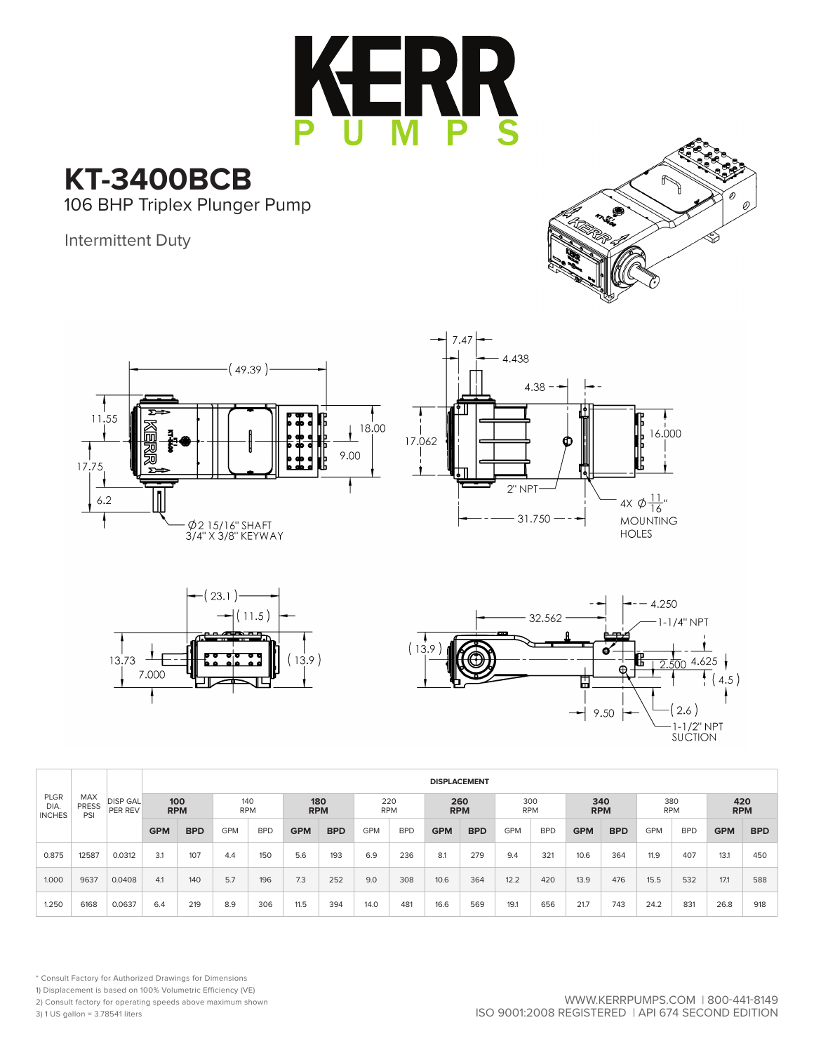# KT-3400BCB

106 BHP Triplex Plunger Pump

Intermittent Duty

11.55
17.75
6.2
( 49.39 )
18.00
9.00
Ø2 15/16" SHAFT
3/4" X 3/8" KEYWAY

7.47
4.438
4.38
17.062
16.000
2" NPT
31.750
4X Ø 11/16"
MOUNTING
HOLES

( 23.1 )
( 11.5 )
13.73
7.000
( 13.9 )

32.562
4.250
1-1/4" NPT
( 13.9 )
2.500
4.625
( 4.5 )
( 2.6 )
9.50
1-1/2" NPT
SUCTION

| PLGR DIA. INCHES | MAX PRESS PSI | DISP GAL PER REV | DISPLACEMENT | | | | | | | | | | | | | | | | | |
|---|---|---|---|---|---|---|---|---|---|---|---|---|---|---|---|---|---|---|---|---|
| | | | 100 RPM | | 140 RPM | | 180 RPM | | 220 RPM | | 260 RPM | | 300 RPM | | 340 RPM | | 380 RPM | | 420 RPM | |
| | | | GPM | BPD | GPM | BPD | GPM | BPD | GPM | BPD | GPM | BPD | GPM | BPD | GPM | BPD | GPM | BPD | GPM | BPD |
| 0.875 | 12587 | 0.0312 | 3.1 | 107 | 4.4 | 150 | 5.6 | 193 | 6.9 | 236 | 8.1 | 279 | 9.4 | 321 | 10.6 | 364 | 11.9 | 407 | 13.1 | 450 |
| 1.000 | 9637 | 0.0408 | 4.1 | 140 | 5.7 | 196 | 7.3 | 252 | 9.0 | 308 | 10.6 | 364 | 12.2 | 420 | 13.9 | 476 | 15.5 | 532 | 17.1 | 588 |
| 1.250 | 6168 | 0.0637 | 6.4 | 219 | 8.9 | 306 | 11.5 | 394 | 14.0 | 481 | 16.6 | 569 | 19.1 | 656 | 21.7 | 743 | 24.2 | 831 | 26.8 | 918 |

\* Consult Factory for Authorized Drawings for Dimensions
1) Displacement is based on 100% Volumetric Efficiency (VE)
2) Consult factory for operating speeds above maximum shown
3) 1 US gallon = 3.78541 liters

WWW.KERRPUMPS.COM | 800-441-8149
ISO 9001:2008 REGISTERED | API 674 SECOND EDITION